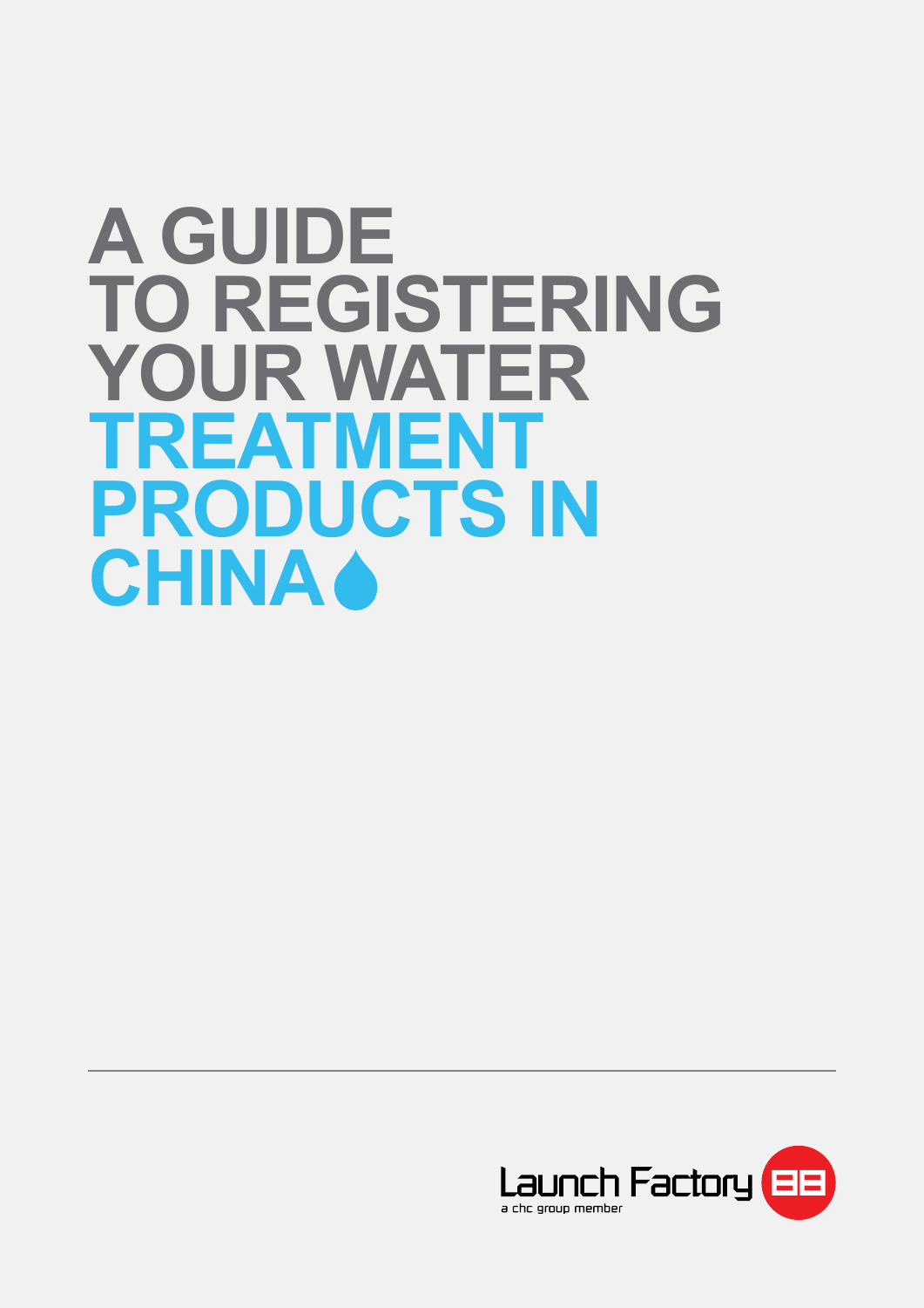# A GUIDE TO REGISTERING YOUR WATER TREATMENT PRODUCTS IN CHINA

Launch Factory 88

a chc group member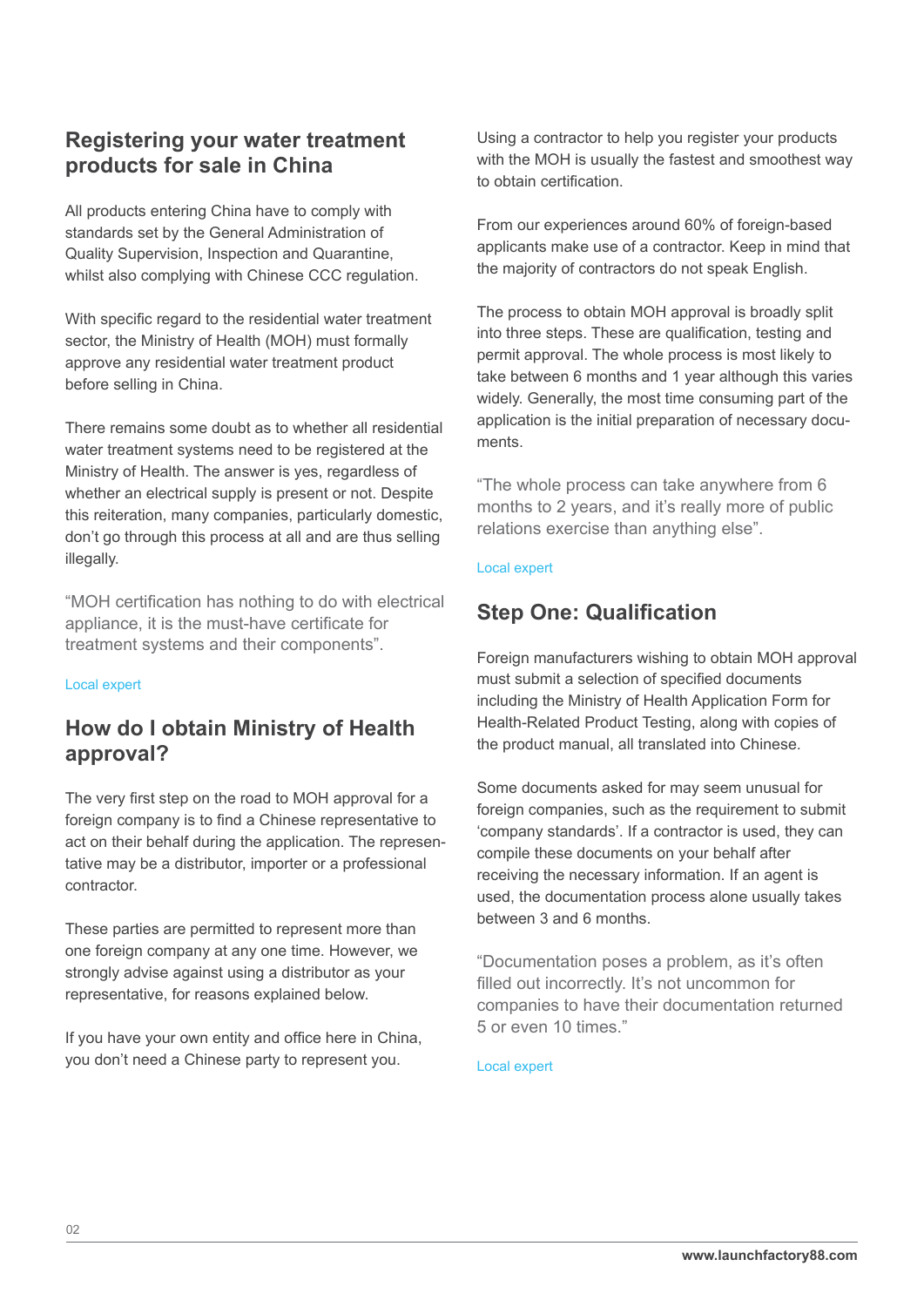## Registering your water treatment products for sale in China

All products entering China have to comply with standards set by the General Administration of Quality Supervision, Inspection and Quarantine, whilst also complying with Chinese CCC regulation.

With specific regard to the residential water treatment sector, the Ministry of Health (MOH) must formally approve any residential water treatment product before selling in China.

There remains some doubt as to whether all residential water treatment systems need to be registered at the Ministry of Health. The answer is yes, regardless of whether an electrical supply is present or not. Despite this reiteration, many companies, particularly domestic, don't go through this process at all and are thus selling illegally.

> "MOH certification has nothing to do with electrical appliance, it is the must-have certificate for treatment systems and their components".

Local expert

## How do I obtain Ministry of Health approval?

The very first step on the road to MOH approval for a foreign company is to find a Chinese representative to act on their behalf during the application. The representative may be a distributor, importer or a professional contractor.

These parties are permitted to represent more than one foreign company at any one time. However, we strongly advise against using a distributor as your representative, for reasons explained below.

If you have your own entity and office here in China, you don't need a Chinese party to represent you.

Using a contractor to help you register your products with the MOH is usually the fastest and smoothest way to obtain certification.

From our experiences around 60% of foreign-based applicants make use of a contractor. Keep in mind that the majority of contractors do not speak English.

The process to obtain MOH approval is broadly split into three steps. These are qualification, testing and permit approval. The whole process is most likely to take between 6 months and 1 year although this varies widely. Generally, the most time consuming part of the application is the initial preparation of necessary documents.

> "The whole process can take anywhere from 6 months to 2 years, and it's really more of public relations exercise than anything else".

Local expert

## Step One: Qualification

Foreign manufacturers wishing to obtain MOH approval must submit a selection of specified documents including the Ministry of Health Application Form for Health-Related Product Testing, along with copies of the product manual, all translated into Chinese.

Some documents asked for may seem unusual for foreign companies, such as the requirement to submit 'company standards'. If a contractor is used, they can compile these documents on your behalf after receiving the necessary information. If an agent is used, the documentation process alone usually takes between 3 and 6 months.

> "Documentation poses a problem, as it's often filled out incorrectly. It's not uncommon for companies to have their documentation returned 5 or even 10 times."

Local expert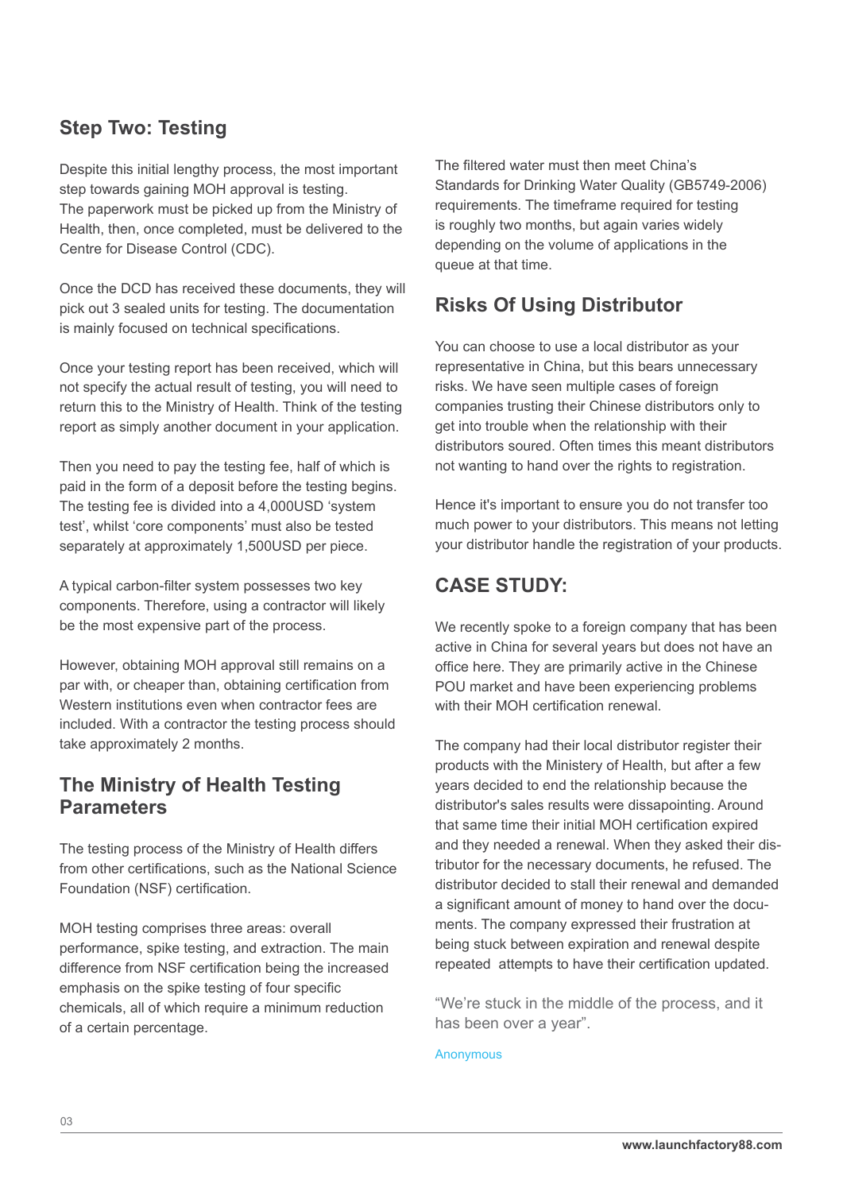## Step Two: Testing

Despite this initial lengthy process, the most important step towards gaining MOH approval is testing. The paperwork must be picked up from the Ministry of Health, then, once completed, must be delivered to the Centre for Disease Control (CDC).

Once the DCD has received these documents, they will pick out 3 sealed units for testing. The documentation is mainly focused on technical specifications.

Once your testing report has been received, which will not specify the actual result of testing, you will need to return this to the Ministry of Health. Think of the testing report as simply another document in your application.

Then you need to pay the testing fee, half of which is paid in the form of a deposit before the testing begins. The testing fee is divided into a 4,000USD 'system test', whilst 'core components' must also be tested separately at approximately 1,500USD per piece.

A typical carbon-filter system possesses two key components. Therefore, using a contractor will likely be the most expensive part of the process.

However, obtaining MOH approval still remains on a par with, or cheaper than, obtaining certification from Western institutions even when contractor fees are included. With a contractor the testing process should take approximately 2 months.

## The Ministry of Health Testing Parameters

The testing process of the Ministry of Health differs from other certifications, such as the National Science Foundation (NSF) certification.

MOH testing comprises three areas: overall performance, spike testing, and extraction. The main difference from NSF certification being the increased emphasis on the spike testing of four specific chemicals, all of which require a minimum reduction of a certain percentage.

The filtered water must then meet China's Standards for Drinking Water Quality (GB5749-2006) requirements. The timeframe required for testing is roughly two months, but again varies widely depending on the volume of applications in the queue at that time.

## Risks Of Using Distributor

You can choose to use a local distributor as your representative in China, but this bears unnecessary risks. We have seen multiple cases of foreign companies trusting their Chinese distributors only to get into trouble when the relationship with their distributors soured. Often times this meant distributors not wanting to hand over the rights to registration.

Hence it's important to ensure you do not transfer too much power to your distributors. This means not letting your distributor handle the registration of your products.

## CASE STUDY:

We recently spoke to a foreign company that has been active in China for several years but does not have an office here. They are primarily active in the Chinese POU market and have been experiencing problems with their MOH certification renewal.

The company had their local distributor register their products with the Ministery of Health, but after a few years decided to end the relationship because the distributor's sales results were dissapointing. Around that same time their initial MOH certification expired and they needed a renewal. When they asked their distributor for the necessary documents, he refused. The distributor decided to stall their renewal and demanded a significant amount of money to hand over the documents. The company expressed their frustration at being stuck between expiration and renewal despite repeated attempts to have their certification updated.

"We're stuck in the middle of the process, and it has been over a year".

Anonymous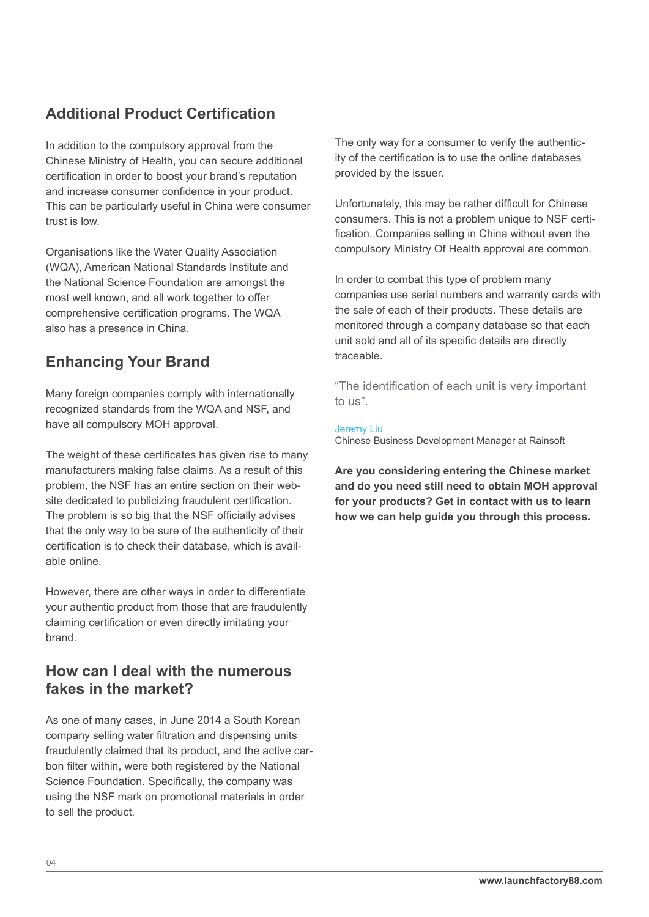## Additional Product Certification

In addition to the compulsory approval from the Chinese Ministry of Health, you can secure additional certification in order to boost your brand's reputation and increase consumer confidence in your product. This can be particularly useful in China were consumer trust is low.

Organisations like the Water Quality Association (WQA), American National Standards Institute and the National Science Foundation are amongst the most well known, and all work together to offer comprehensive certification programs. The WQA also has a presence in China.

## Enhancing Your Brand

Many foreign companies comply with internationally recognized standards from the WQA and NSF, and have all compulsory MOH approval.

The weight of these certificates has given rise to many manufacturers making false claims. As a result of this problem, the NSF has an entire section on their website dedicated to publicizing fraudulent certification. The problem is so big that the NSF officially advises that the only way to be sure of the authenticity of their certification is to check their database, which is available online.

However, there are other ways in order to differentiate your authentic product from those that are fraudulently claiming certification or even directly imitating your brand.

## How can I deal with the numerous fakes in the market?

As one of many cases, in June 2014 a South Korean company selling water filtration and dispensing units fraudulently claimed that its product, and the active carbon filter within, were both registered by the National Science Foundation. Specifically, the company was using the NSF mark on promotional materials in order to sell the product.

The only way for a consumer to verify the authenticity of the certification is to use the online databases provided by the issuer.

Unfortunately, this may be rather difficult for Chinese consumers. This is not a problem unique to NSF certification. Companies selling in China without even the compulsory Ministry Of Health approval are common.

In order to combat this type of problem many companies use serial numbers and warranty cards with the sale of each of their products. These details are monitored through a company database so that each unit sold and all of its specific details are directly traceable.

"The identification of each unit is very important to us".

Jeremy Liu
Chinese Business Development Manager at Rainsoft

**Are you considering entering the Chinese market and do you need still need to obtain MOH approval for your products? Get in contact with us to learn how we can help guide you through this process.**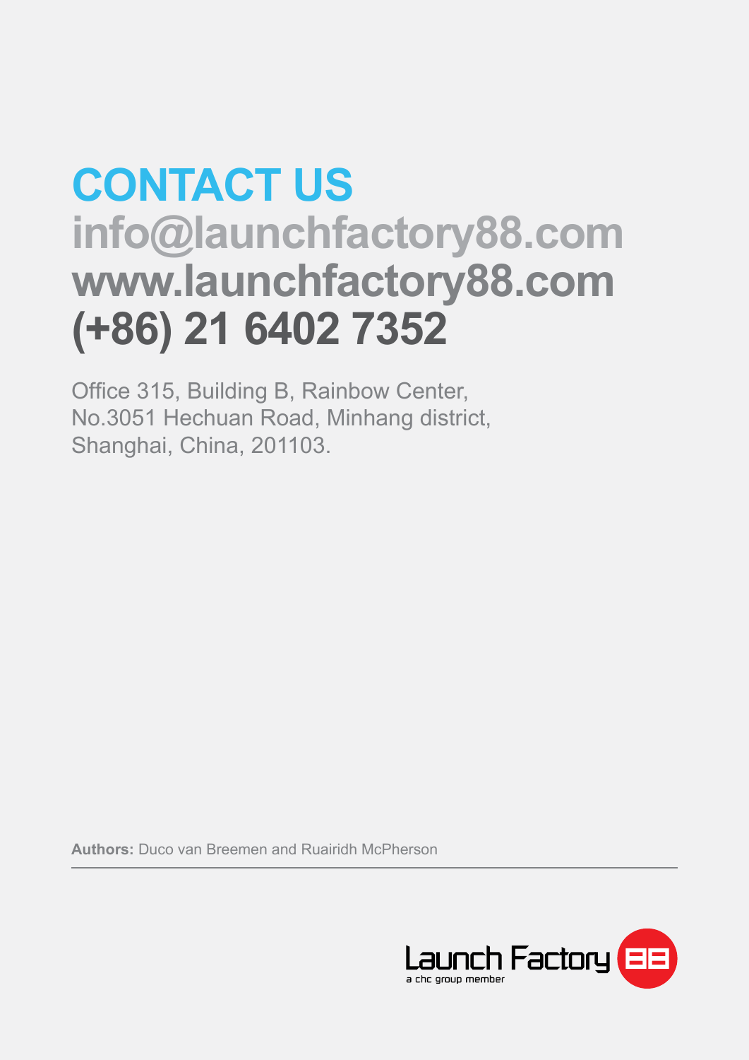# CONTACT US

**info@launchfactory88.com**

**www.launchfactory88.com**

**(+86) 21 6402 7352**

Office 315, Building B, Rainbow Center,
No.3051 Hechuan Road, Minhang district,
Shanghai, China, 201103.

**Authors:** Duco van Breemen and Ruairidh McPherson

Launch Factory 88
a chc group member